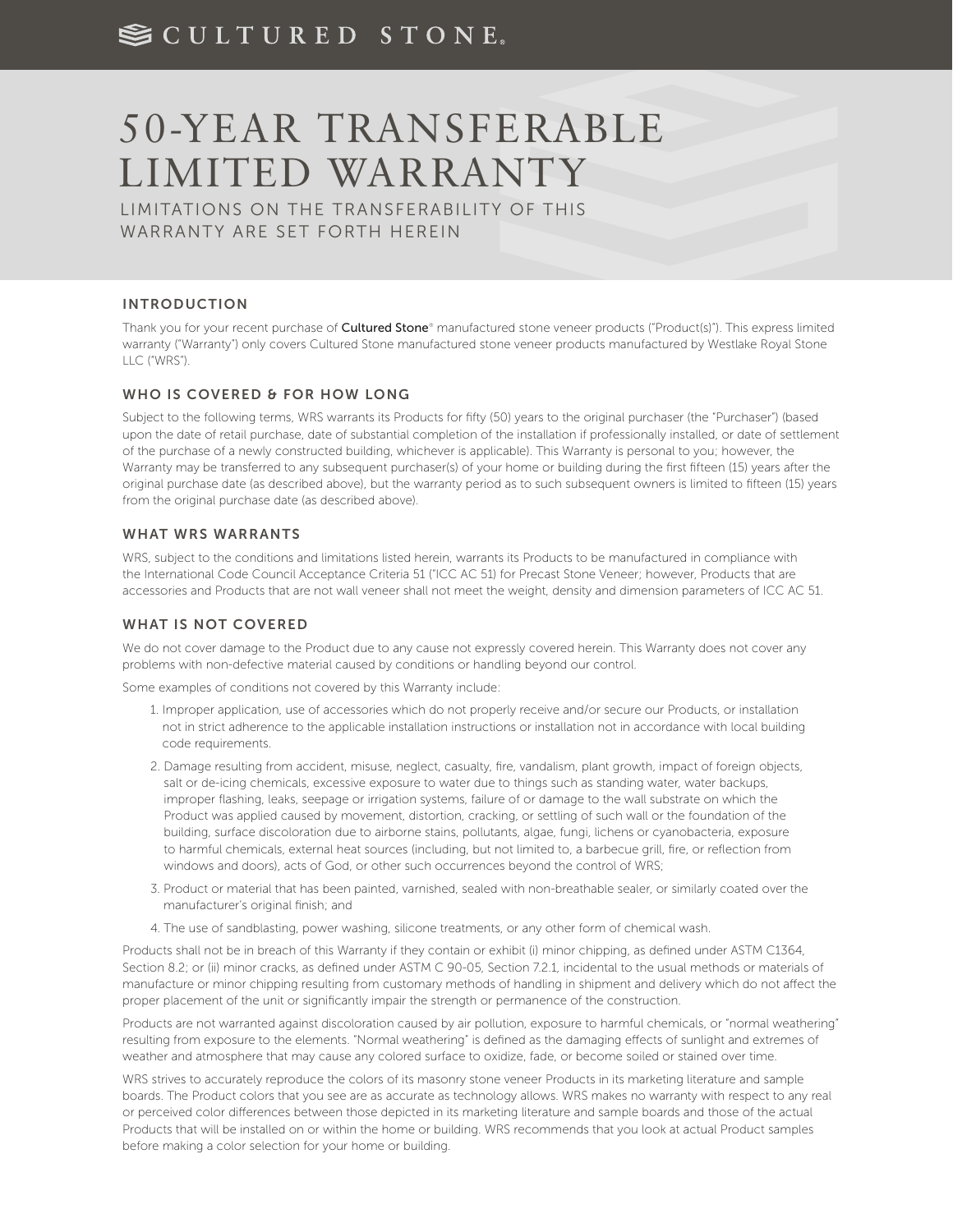# CULTURED STONE®

# 50-YEAR TRANSFERABLE LIMITED WARRANTY

LIMITATIONS ON THE TRANSFERABILITY OF THIS WARRANTY ARE SET FORTH HEREIN

## INTRODUCTION

Thank you for your recent purchase of **Cultured Stone**® manufactured stone veneer products ("Product(s)"). This express limited warranty ("Warranty") only covers Cultured Stone manufactured stone veneer products manufactured by Westlake Royal Stone LLC ("WRS").

## WHO IS COVERED & FOR HOW LONG

Subject to the following terms, WRS warrants its Products for fifty (50) years to the original purchaser (the "Purchaser") (based upon the date of retail purchase, date of substantial completion of the installation if professionally installed, or date of settlement of the purchase of a newly constructed building, whichever is applicable). This Warranty is personal to you; however, the Warranty may be transferred to any subsequent purchaser(s) of your home or building during the first fifteen (15) years after the original purchase date (as described above), but the warranty period as to such subsequent owners is limited to fifteen (15) years from the original purchase date (as described above).

## WHAT WRS WARRANTS

WRS, subject to the conditions and limitations listed herein, warrants its Products to be manufactured in compliance with the International Code Council Acceptance Criteria 51 ("ICC AC 51) for Precast Stone Veneer; however, Products that are accessories and Products that are not wall veneer shall not meet the weight, density and dimension parameters of ICC AC 51.

## WHAT IS NOT COVERED

We do not cover damage to the Product due to any cause not expressly covered herein. This Warranty does not cover any problems with non-defective material caused by conditions or handling beyond our control.

Some examples of conditions not covered by this Warranty include:

1. Improper application, use of accessories which do not properly receive and/or secure our Products, or installation not in strict adherence to the applicable installation instructions or installation not in accordance with local building code requirements.
2. Damage resulting from accident, misuse, neglect, casualty, fire, vandalism, plant growth, impact of foreign objects, salt or de-icing chemicals, excessive exposure to water due to things such as standing water, water backups, improper flashing, leaks, seepage or irrigation systems, failure of or damage to the wall substrate on which the Product was applied caused by movement, distortion, cracking, or settling of such wall or the foundation of the building, surface discoloration due to airborne stains, pollutants, algae, fungi, lichens or cyanobacteria, exposure to harmful chemicals, external heat sources (including, but not limited to, a barbecue grill, fire, or reflection from windows and doors), acts of God, or other such occurrences beyond the control of WRS;
3. Product or material that has been painted, varnished, sealed with non-breathable sealer, or similarly coated over the manufacturer's original finish; and
4. The use of sandblasting, power washing, silicone treatments, or any other form of chemical wash.

Products shall not be in breach of this Warranty if they contain or exhibit (i) minor chipping, as defined under ASTM C1364, Section 8.2; or (ii) minor cracks, as defined under ASTM C 90-05, Section 7.2.1, incidental to the usual methods or materials of manufacture or minor chipping resulting from customary methods of handling in shipment and delivery which do not affect the proper placement of the unit or significantly impair the strength or permanence of the construction.

Products are not warranted against discoloration caused by air pollution, exposure to harmful chemicals, or "normal weathering" resulting from exposure to the elements. "Normal weathering" is defined as the damaging effects of sunlight and extremes of weather and atmosphere that may cause any colored surface to oxidize, fade, or become soiled or stained over time.

WRS strives to accurately reproduce the colors of its masonry stone veneer Products in its marketing literature and sample boards. The Product colors that you see are as accurate as technology allows. WRS makes no warranty with respect to any real or perceived color differences between those depicted in its marketing literature and sample boards and those of the actual Products that will be installed on or within the home or building. WRS recommends that you look at actual Product samples before making a color selection for your home or building.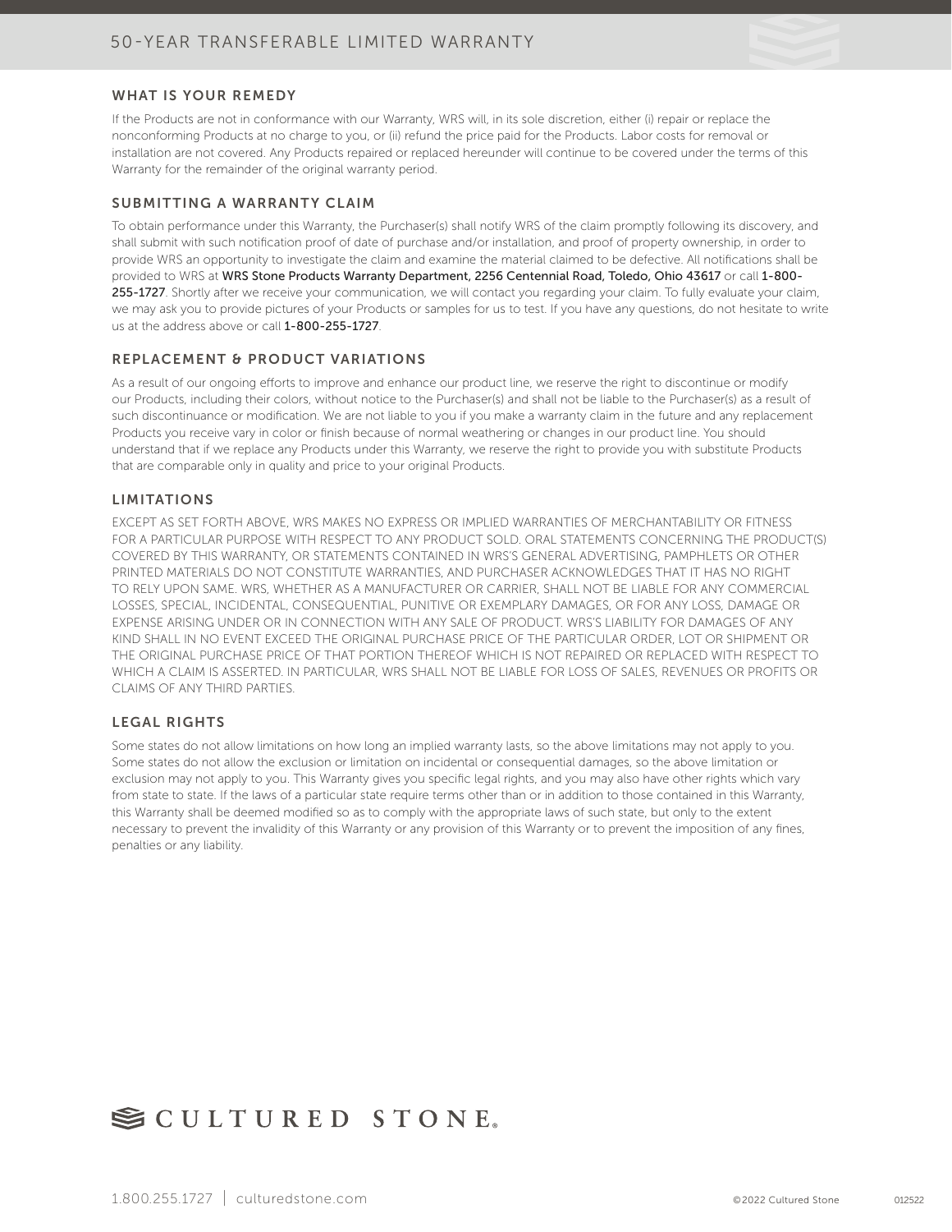## WHAT IS YOUR REMEDY

If the Products are not in conformance with our Warranty, WRS will, in its sole discretion, either (i) repair or replace the nonconforming Products at no charge to you, or (ii) refund the price paid for the Products. Labor costs for removal or installation are not covered. Any Products repaired or replaced hereunder will continue to be covered under the terms of this Warranty for the remainder of the original warranty period.

## SUBMITTING A WARRANTY CLAIM

To obtain performance under this Warranty, the Purchaser(s) shall notify WRS of the claim promptly following its discovery, and shall submit with such notification proof of date of purchase and/or installation, and proof of property ownership, in order to provide WRS an opportunity to investigate the claim and examine the material claimed to be defective. All notifications shall be provided to WRS at **WRS Stone Products Warranty Department, 2256 Centennial Road, Toledo, Ohio 43617** or call **1-800-255-1727**. Shortly after we receive your communication, we will contact you regarding your claim. To fully evaluate your claim, we may ask you to provide pictures of your Products or samples for us to test. If you have any questions, do not hesitate to write us at the address above or call **1-800-255-1727**.

## REPLACEMENT & PRODUCT VARIATIONS

As a result of our ongoing efforts to improve and enhance our product line, we reserve the right to discontinue or modify our Products, including their colors, without notice to the Purchaser(s) and shall not be liable to the Purchaser(s) as a result of such discontinuance or modification. We are not liable to you if you make a warranty claim in the future and any replacement Products you receive vary in color or finish because of normal weathering or changes in our product line. You should understand that if we replace any Products under this Warranty, we reserve the right to provide you with substitute Products that are comparable only in quality and price to your original Products.

## LIMITATIONS

EXCEPT AS SET FORTH ABOVE, WRS MAKES NO EXPRESS OR IMPLIED WARRANTIES OF MERCHANTABILITY OR FITNESS FOR A PARTICULAR PURPOSE WITH RESPECT TO ANY PRODUCT SOLD. ORAL STATEMENTS CONCERNING THE PRODUCT(S) COVERED BY THIS WARRANTY, OR STATEMENTS CONTAINED IN WRS'S GENERAL ADVERTISING, PAMPHLETS OR OTHER PRINTED MATERIALS DO NOT CONSTITUTE WARRANTIES, AND PURCHASER ACKNOWLEDGES THAT IT HAS NO RIGHT TO RELY UPON SAME. WRS, WHETHER AS A MANUFACTURER OR CARRIER, SHALL NOT BE LIABLE FOR ANY COMMERCIAL LOSSES, SPECIAL, INCIDENTAL, CONSEQUENTIAL, PUNITIVE OR EXEMPLARY DAMAGES, OR FOR ANY LOSS, DAMAGE OR EXPENSE ARISING UNDER OR IN CONNECTION WITH ANY SALE OF PRODUCT. WRS'S LIABILITY FOR DAMAGES OF ANY KIND SHALL IN NO EVENT EXCEED THE ORIGINAL PURCHASE PRICE OF THE PARTICULAR ORDER, LOT OR SHIPMENT OR THE ORIGINAL PURCHASE PRICE OF THAT PORTION THEREOF WHICH IS NOT REPAIRED OR REPLACED WITH RESPECT TO WHICH A CLAIM IS ASSERTED. IN PARTICULAR, WRS SHALL NOT BE LIABLE FOR LOSS OF SALES, REVENUES OR PROFITS OR CLAIMS OF ANY THIRD PARTIES.

## LEGAL RIGHTS

Some states do not allow limitations on how long an implied warranty lasts, so the above limitations may not apply to you. Some states do not allow the exclusion or limitation on incidental or consequential damages, so the above limitation or exclusion may not apply to you. This Warranty gives you specific legal rights, and you may also have other rights which vary from state to state. If the laws of a particular state require terms other than or in addition to those contained in this Warranty, this Warranty shall be deemed modified so as to comply with the appropriate laws of such state, but only to the extent necessary to prevent the invalidity of this Warranty or any provision of this Warranty or to prevent the imposition of any fines, penalties or any liability.

CULTURED STONE®

1.800.255.1727 | culturedstone.com

©2022 Cultured Stone 012522